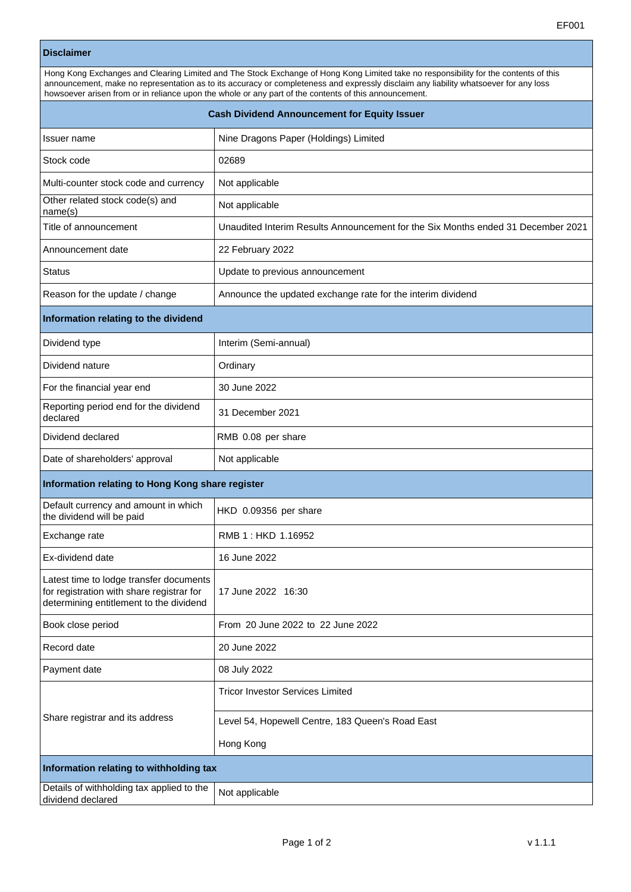EF001

| **Disclaimer** | |
|---|---|
| Hong Kong Exchanges and Clearing Limited and The Stock Exchange of Hong Kong Limited take no responsibility for the contents of this announcement, make no representation as to its accuracy or completeness and expressly disclaim any liability whatsoever for any loss howsoever arisen from or in reliance upon the whole or any part of the contents of this announcement. | |
| **Cash Dividend Announcement for Equity Issuer** | |
| Issuer name | Nine Dragons Paper (Holdings) Limited |
| Stock code | 02689 |
| Multi-counter stock code and currency | Not applicable |
| Other related stock code(s) and name(s) | Not applicable |
| Title of announcement | Unaudited Interim Results Announcement for the Six Months ended 31 December 2021 |
| Announcement date | 22 February 2022 |
| Status | Update to previous announcement |
| Reason for the update / change | Announce the updated exchange rate for the interim dividend |
| **Information relating to the dividend** | |
| Dividend type | Interim (Semi-annual) |
| Dividend nature | Ordinary |
| For the financial year end | 30 June 2022 |
| Reporting period end for the dividend declared | 31 December 2021 |
| Dividend declared | RMB 0.08 per share |
| Date of shareholders' approval | Not applicable |
| **Information relating to Hong Kong share register** | |
| Default currency and amount in which the dividend will be paid | HKD 0.09356 per share |
| Exchange rate | RMB 1 : HKD 1.16952 |
| Ex-dividend date | 16 June 2022 |
| Latest time to lodge transfer documents for registration with share registrar for determining entitlement to the dividend | 17 June 2022 16:30 |
| Book close period | From 20 June 2022 to 22 June 2022 |
| Record date | 20 June 2022 |
| Payment date | 08 July 2022 |
| Share registrar and its address | Tricor Investor Services Limited<br>Level 54, Hopewell Centre, 183 Queen's Road East<br>Hong Kong |
| **Information relating to withholding tax** | |
| Details of withholding tax applied to the dividend declared | Not applicable |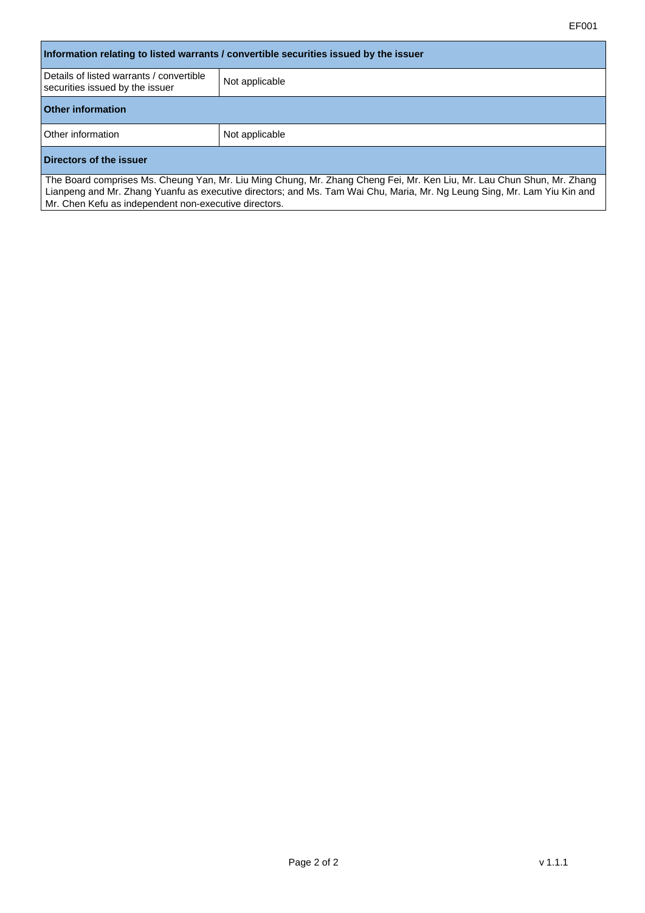| Information relating to listed warrants / convertible securities issued by the issuer | |
|---|---|
| Details of listed warrants / convertible securities issued by the issuer | Not applicable |

| Other information | |
|---|---|
| Other information | Not applicable |

**Directors of the issuer**

The Board comprises Ms. Cheung Yan, Mr. Liu Ming Chung, Mr. Zhang Cheng Fei, Mr. Ken Liu, Mr. Lau Chun Shun, Mr. Zhang Lianpeng and Mr. Zhang Yuanfu as executive directors; and Ms. Tam Wai Chu, Maria, Mr. Ng Leung Sing, Mr. Lam Yiu Kin and Mr. Chen Kefu as independent non-executive directors.